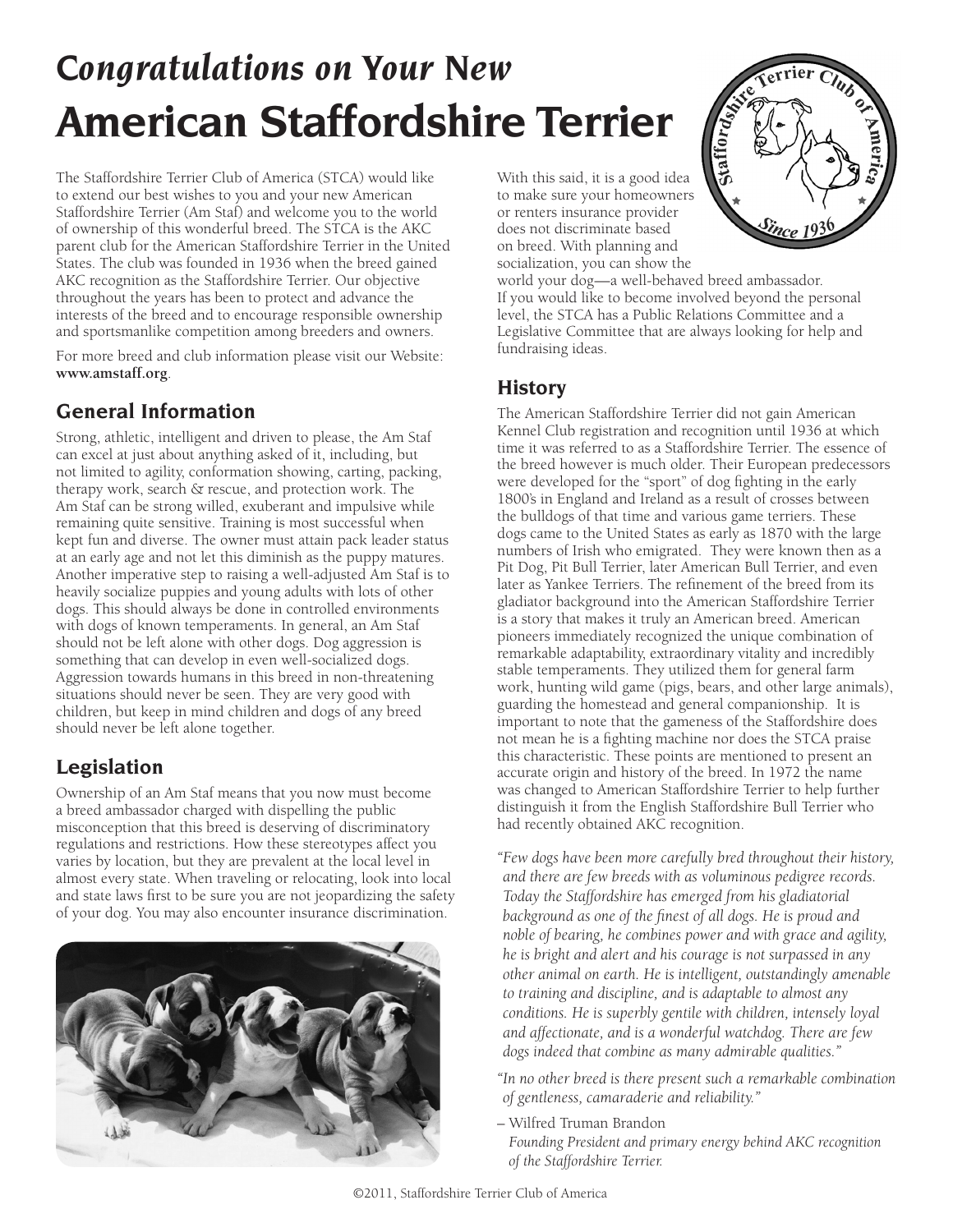# *Congratulations on Your New*
# American Staffordshire Terrier

The Staffordshire Terrier Club of America (STCA) would like to extend our best wishes to you and your new American Staffordshire Terrier (Am Staf) and welcome you to the world of ownership of this wonderful breed. The STCA is the AKC parent club for the American Staffordshire Terrier in the United States. The club was founded in 1936 when the breed gained AKC recognition as the Staffordshire Terrier. Our objective throughout the years has been to protect and advance the interests of the breed and to encourage responsible ownership and sportsmanlike competition among breeders and owners.

For more breed and club information please visit our Website: **www.amstaff.org**.

## General Information

Strong, athletic, intelligent and driven to please, the Am Staf can excel at just about anything asked of it, including, but not limited to agility, conformation showing, carting, packing, therapy work, search & rescue, and protection work. The Am Staf can be strong willed, exuberant and impulsive while remaining quite sensitive. Training is most successful when kept fun and diverse. The owner must attain pack leader status at an early age and not let this diminish as the puppy matures. Another imperative step to raising a well-adjusted Am Staf is to heavily socialize puppies and young adults with lots of other dogs. This should always be done in controlled environments with dogs of known temperaments. In general, an Am Staf should not be left alone with other dogs. Dog aggression is something that can develop in even well-socialized dogs. Aggression towards humans in this breed in non-threatening situations should never be seen. They are very good with children, but keep in mind children and dogs of any breed should never be left alone together.

## Legislation

Ownership of an Am Staf means that you now must become a breed ambassador charged with dispelling the public misconception that this breed is deserving of discriminatory regulations and restrictions. How these stereotypes affect you varies by location, but they are prevalent at the local level in almost every state. When traveling or relocating, look into local and state laws first to be sure you are not jeopardizing the safety of your dog. You may also encounter insurance discrimination.

With this said, it is a good idea to make sure your homeowners or renters insurance provider does not discriminate based on breed. With planning and socialization, you can show the world your dog—a well-behaved breed ambassador. If you would like to become involved beyond the personal level, the STCA has a Public Relations Committee and a Legislative Committee that are always looking for help and fundraising ideas.

## History

The American Staffordshire Terrier did not gain American Kennel Club registration and recognition until 1936 at which time it was referred to as a Staffordshire Terrier. The essence of the breed however is much older. Their European predecessors were developed for the "sport" of dog fighting in the early 1800's in England and Ireland as a result of crosses between the bulldogs of that time and various game terriers. These dogs came to the United States as early as 1870 with the large numbers of Irish who emigrated. They were known then as a Pit Dog, Pit Bull Terrier, later American Bull Terrier, and even later as Yankee Terriers. The refinement of the breed from its gladiator background into the American Staffordshire Terrier is a story that makes it truly an American breed. American pioneers immediately recognized the unique combination of remarkable adaptability, extraordinary vitality and incredibly stable temperaments. They utilized them for general farm work, hunting wild game (pigs, bears, and other large animals), guarding the homestead and general companionship. It is important to note that the gameness of the Staffordshire does not mean he is a fighting machine nor does the STCA praise this characteristic. These points are mentioned to present an accurate origin and history of the breed. In 1972 the name was changed to American Staffordshire Terrier to help further distinguish it from the English Staffordshire Bull Terrier who had recently obtained AKC recognition.

*"Few dogs have been more carefully bred throughout their history, and there are few breeds with as voluminous pedigree records. Today the Staffordshire has emerged from his gladiatorial background as one of the finest of all dogs. He is proud and noble of bearing, he combines power and with grace and agility, he is bright and alert and his courage is not surpassed in any other animal on earth. He is intelligent, outstandingly amenable to training and discipline, and is adaptable to almost any conditions. He is superbly gentile with children, intensely loyal and affectionate, and is a wonderful watchdog. There are few dogs indeed that combine as many admirable qualities."*

*"In no other breed is there present such a remarkable combination of gentleness, camaraderie and reliability."*

– Wilfred Truman Brandon
*Founding President and primary energy behind AKC recognition of the Staffordshire Terrier.*

©2011, Staffordshire Terrier Club of America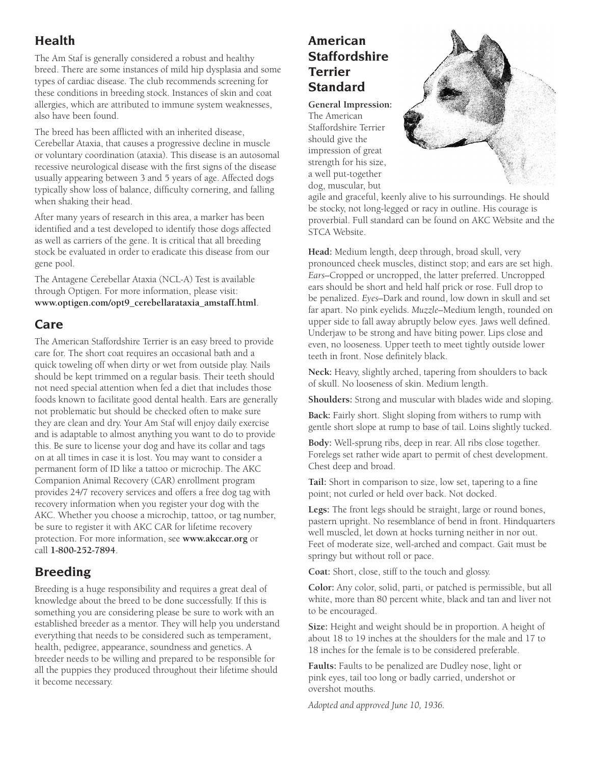## Health

The Am Staf is generally considered a robust and healthy breed. There are some instances of mild hip dysplasia and some types of cardiac disease. The club recommends screening for these conditions in breeding stock. Instances of skin and coat allergies, which are attributed to immune system weaknesses, also have been found.

The breed has been afflicted with an inherited disease, Cerebellar Ataxia, that causes a progressive decline in muscle or voluntary coordination (ataxia). This disease is an autosomal recessive neurological disease with the first signs of the disease usually appearing between 3 and 5 years of age. Affected dogs typically show loss of balance, difficulty cornering, and falling when shaking their head.

After many years of research in this area, a marker has been identified and a test developed to identify those dogs affected as well as carriers of the gene. It is critical that all breeding stock be evaluated in order to eradicate this disease from our gene pool.

The Antagene Cerebellar Ataxia (NCL-A) Test is available through Optigen. For more information, please visit: **www.optigen.com/opt9_cerebellarataxia_amstaff.html**.

## Care

The American Staffordshire Terrier is an easy breed to provide care for. The short coat requires an occasional bath and a quick toweling off when dirty or wet from outside play. Nails should be kept trimmed on a regular basis. Their teeth should not need special attention when fed a diet that includes those foods known to facilitate good dental health. Ears are generally not problematic but should be checked often to make sure they are clean and dry. Your Am Staf will enjoy daily exercise and is adaptable to almost anything you want to do to provide this. Be sure to license your dog and have its collar and tags on at all times in case it is lost. You may want to consider a permanent form of ID like a tattoo or microchip. The AKC Companion Animal Recovery (CAR) enrollment program provides 24/7 recovery services and offers a free dog tag with recovery information when you register your dog with the AKC. Whether you choose a microchip, tattoo, or tag number, be sure to register it with AKC CAR for lifetime recovery protection. For more information, see **www.akccar.org** or call **1-800-252-7894**.

## Breeding

Breeding is a huge responsibility and requires a great deal of knowledge about the breed to be done successfully. If this is something you are considering please be sure to work with an established breeder as a mentor. They will help you understand everything that needs to be considered such as temperament, health, pedigree, appearance, soundness and genetics. A breeder needs to be willing and prepared to be responsible for all the puppies they produced throughout their lifetime should it become necessary.

## American Staffordshire Terrier Standard

**General Impression:** The American Staffordshire Terrier should give the impression of great strength for his size, a well put-together dog, muscular, but agile and graceful, keenly alive to his surroundings. He should be stocky, not long-legged or racy in outline. His courage is proverbial. Full standard can be found on AKC Website and the STCA Website.

**Head:** Medium length, deep through, broad skull, very pronounced cheek muscles, distinct stop; and ears are set high. *Ears*–Cropped or uncropped, the latter preferred. Uncropped ears should be short and held half prick or rose. Full drop to be penalized. *Eyes*–Dark and round, low down in skull and set far apart. No pink eyelids. *Muzzle*–Medium length, rounded on upper side to fall away abruptly below eyes. Jaws well defined. Underjaw to be strong and have biting power. Lips close and even, no looseness. Upper teeth to meet tightly outside lower teeth in front. Nose definitely black.

**Neck:** Heavy, slightly arched, tapering from shoulders to back of skull. No looseness of skin. Medium length.

**Shoulders:** Strong and muscular with blades wide and sloping.

**Back:** Fairly short. Slight sloping from withers to rump with gentle short slope at rump to base of tail. Loins slightly tucked.

**Body:** Well-sprung ribs, deep in rear. All ribs close together. Forelegs set rather wide apart to permit of chest development. Chest deep and broad.

**Tail:** Short in comparison to size, low set, tapering to a fine point; not curled or held over back. Not docked.

**Legs:** The front legs should be straight, large or round bones, pastern upright. No resemblance of bend in front. Hindquarters well muscled, let down at hocks turning neither in nor out. Feet of moderate size, well-arched and compact. Gait must be springy but without roll or pace.

**Coat:** Short, close, stiff to the touch and glossy.

**Color:** Any color, solid, parti, or patched is permissible, but all white, more than 80 percent white, black and tan and liver not to be encouraged.

**Size:** Height and weight should be in proportion. A height of about 18 to 19 inches at the shoulders for the male and 17 to 18 inches for the female is to be considered preferable.

**Faults:** Faults to be penalized are Dudley nose, light or pink eyes, tail too long or badly carried, undershot or overshot mouths.

*Adopted and approved June 10, 1936.*